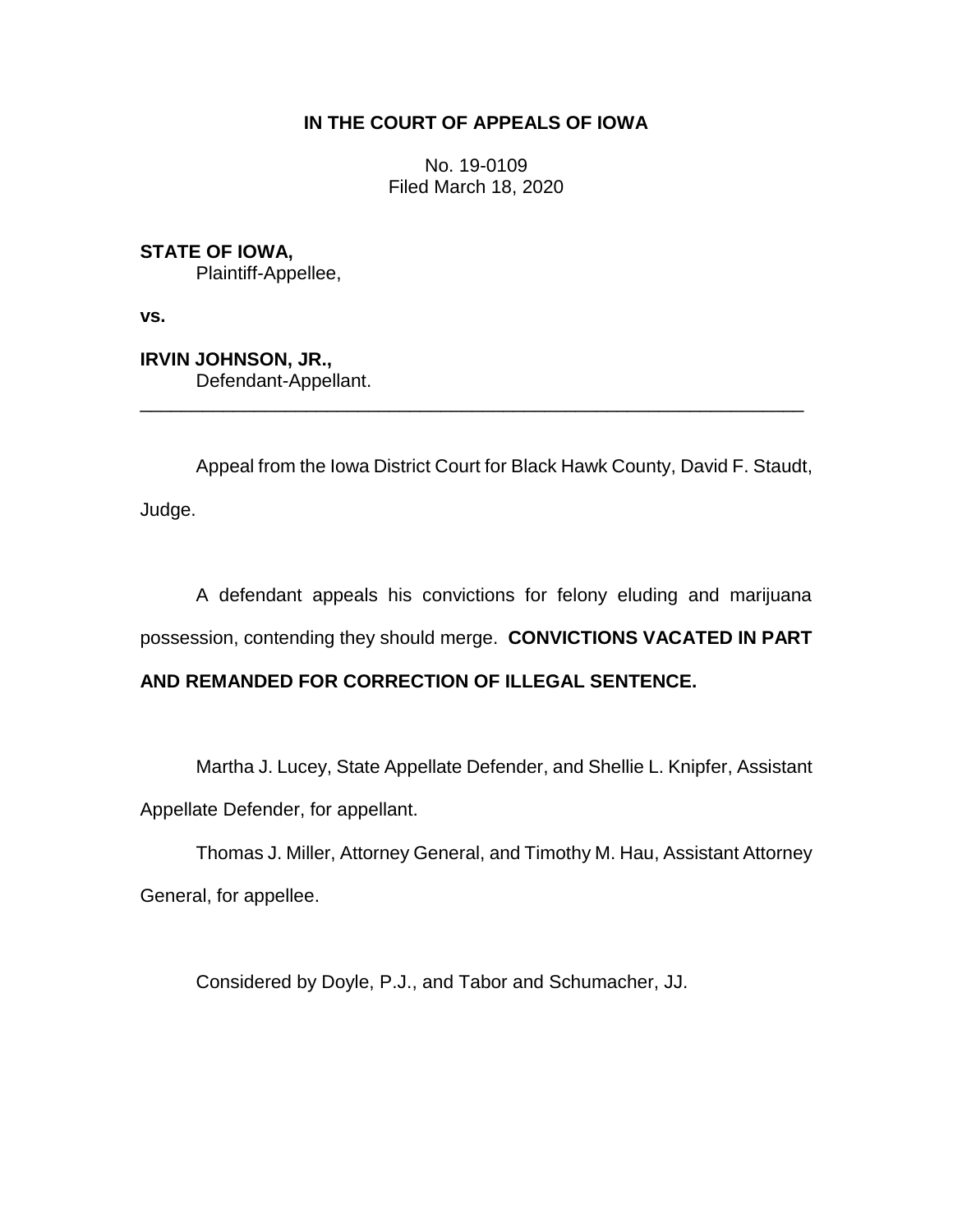**IN THE COURT OF APPEALS OF IOWA**

No. 19-0109
Filed March 18, 2020

**STATE OF IOWA,**
Plaintiff-Appellee,

**vs.**

**IRVIN JOHNSON, JR.,**
Defendant-Appellant.

---

Appeal from the Iowa District Court for Black Hawk County, David F. Staudt, Judge.

A defendant appeals his convictions for felony eluding and marijuana possession, contending they should merge. **CONVICTIONS VACATED IN PART AND REMANDED FOR CORRECTION OF ILLEGAL SENTENCE.**

Martha J. Lucey, State Appellate Defender, and Shellie L. Knipfer, Assistant Appellate Defender, for appellant.

Thomas J. Miller, Attorney General, and Timothy M. Hau, Assistant Attorney General, for appellee.

Considered by Doyle, P.J., and Tabor and Schumacher, JJ.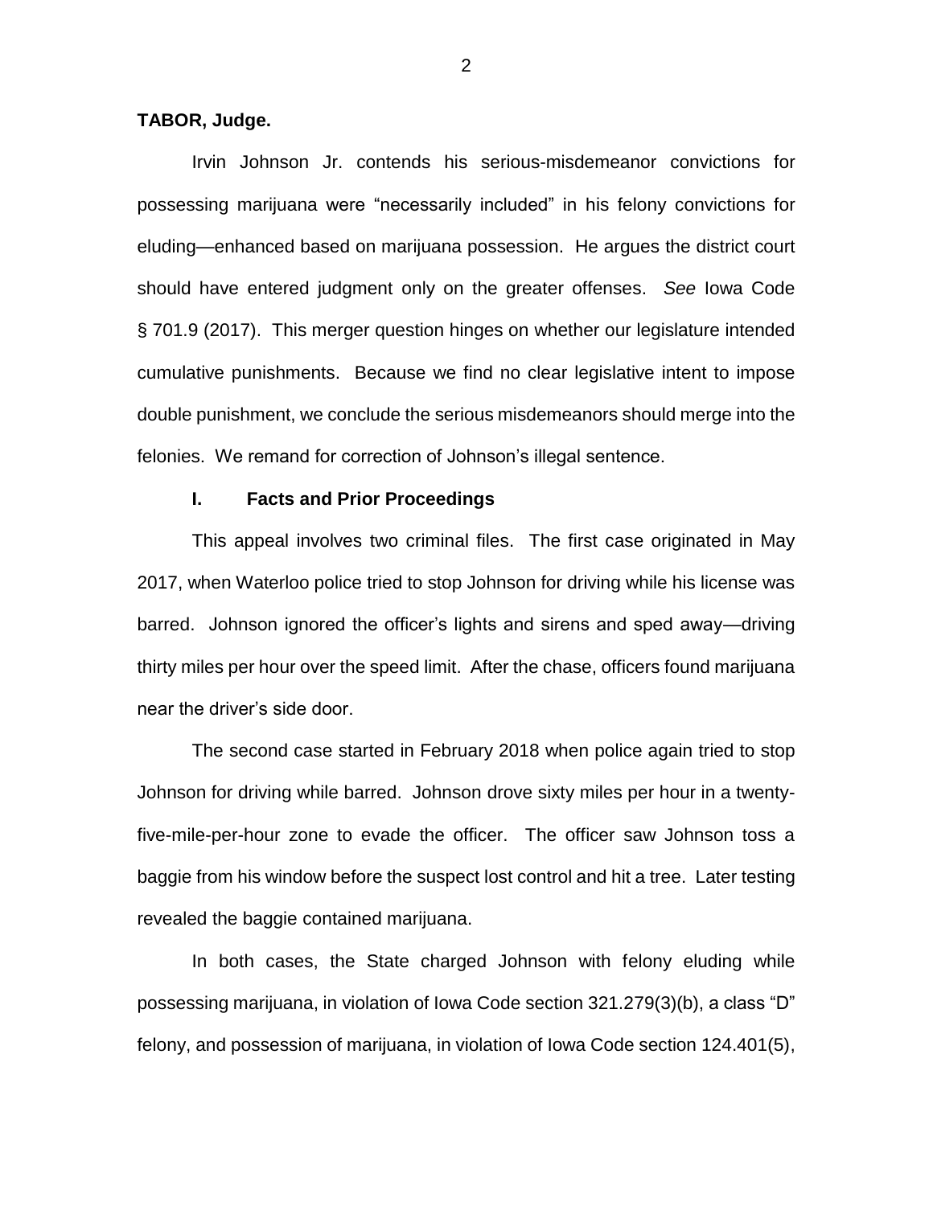**TABOR, Judge.**

Irvin Johnson Jr. contends his serious-misdemeanor convictions for possessing marijuana were "necessarily included" in his felony convictions for eluding—enhanced based on marijuana possession. He argues the district court should have entered judgment only on the greater offenses. *See* Iowa Code § 701.9 (2017). This merger question hinges on whether our legislature intended cumulative punishments. Because we find no clear legislative intent to impose double punishment, we conclude the serious misdemeanors should merge into the felonies. We remand for correction of Johnson's illegal sentence.

## I. Facts and Prior Proceedings

This appeal involves two criminal files. The first case originated in May 2017, when Waterloo police tried to stop Johnson for driving while his license was barred. Johnson ignored the officer's lights and sirens and sped away—driving thirty miles per hour over the speed limit. After the chase, officers found marijuana near the driver's side door.

The second case started in February 2018 when police again tried to stop Johnson for driving while barred. Johnson drove sixty miles per hour in a twenty-five-mile-per-hour zone to evade the officer. The officer saw Johnson toss a baggie from his window before the suspect lost control and hit a tree. Later testing revealed the baggie contained marijuana.

In both cases, the State charged Johnson with felony eluding while possessing marijuana, in violation of Iowa Code section 321.279(3)(b), a class "D" felony, and possession of marijuana, in violation of Iowa Code section 124.401(5),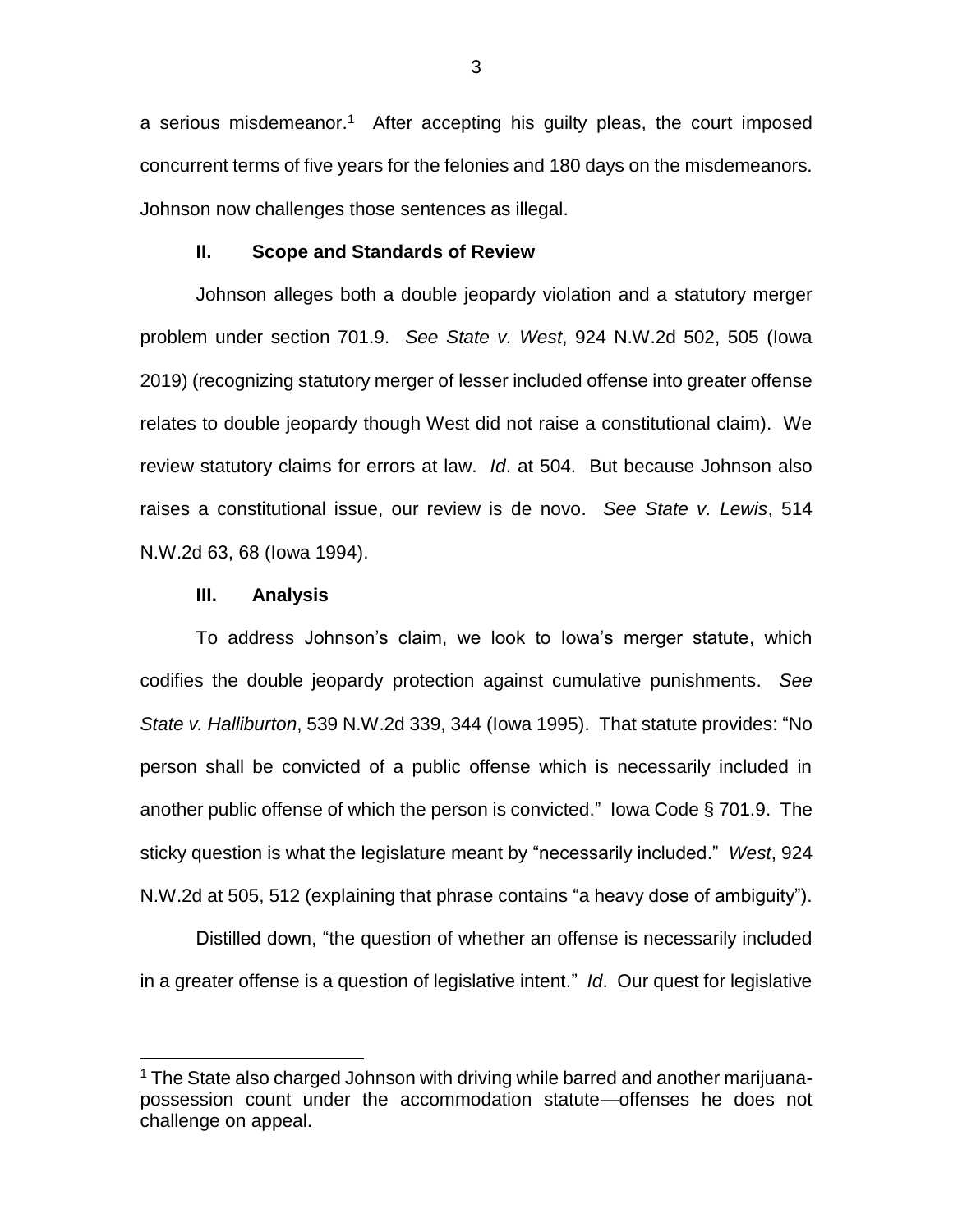a serious misdemeanor.[1] After accepting his guilty pleas, the court imposed concurrent terms of five years for the felonies and 180 days on the misdemeanors. Johnson now challenges those sentences as illegal.

## II. Scope and Standards of Review

Johnson alleges both a double jeopardy violation and a statutory merger problem under section 701.9. *See State v. West*, 924 N.W.2d 502, 505 (Iowa 2019) (recognizing statutory merger of lesser included offense into greater offense relates to double jeopardy though West did not raise a constitutional claim). We review statutory claims for errors at law. *Id*. at 504. But because Johnson also raises a constitutional issue, our review is de novo. *See State v. Lewis*, 514 N.W.2d 63, 68 (Iowa 1994).

## III. Analysis

To address Johnson's claim, we look to Iowa's merger statute, which codifies the double jeopardy protection against cumulative punishments. *See State v. Halliburton*, 539 N.W.2d 339, 344 (Iowa 1995). That statute provides: "No person shall be convicted of a public offense which is necessarily included in another public offense of which the person is convicted." Iowa Code § 701.9. The sticky question is what the legislature meant by "necessarily included." *West*, 924 N.W.2d at 505, 512 (explaining that phrase contains "a heavy dose of ambiguity").

Distilled down, "the question of whether an offense is necessarily included in a greater offense is a question of legislative intent." *Id*. Our quest for legislative

[1] The State also charged Johnson with driving while barred and another marijuana-possession count under the accommodation statute—offenses he does not challenge on appeal.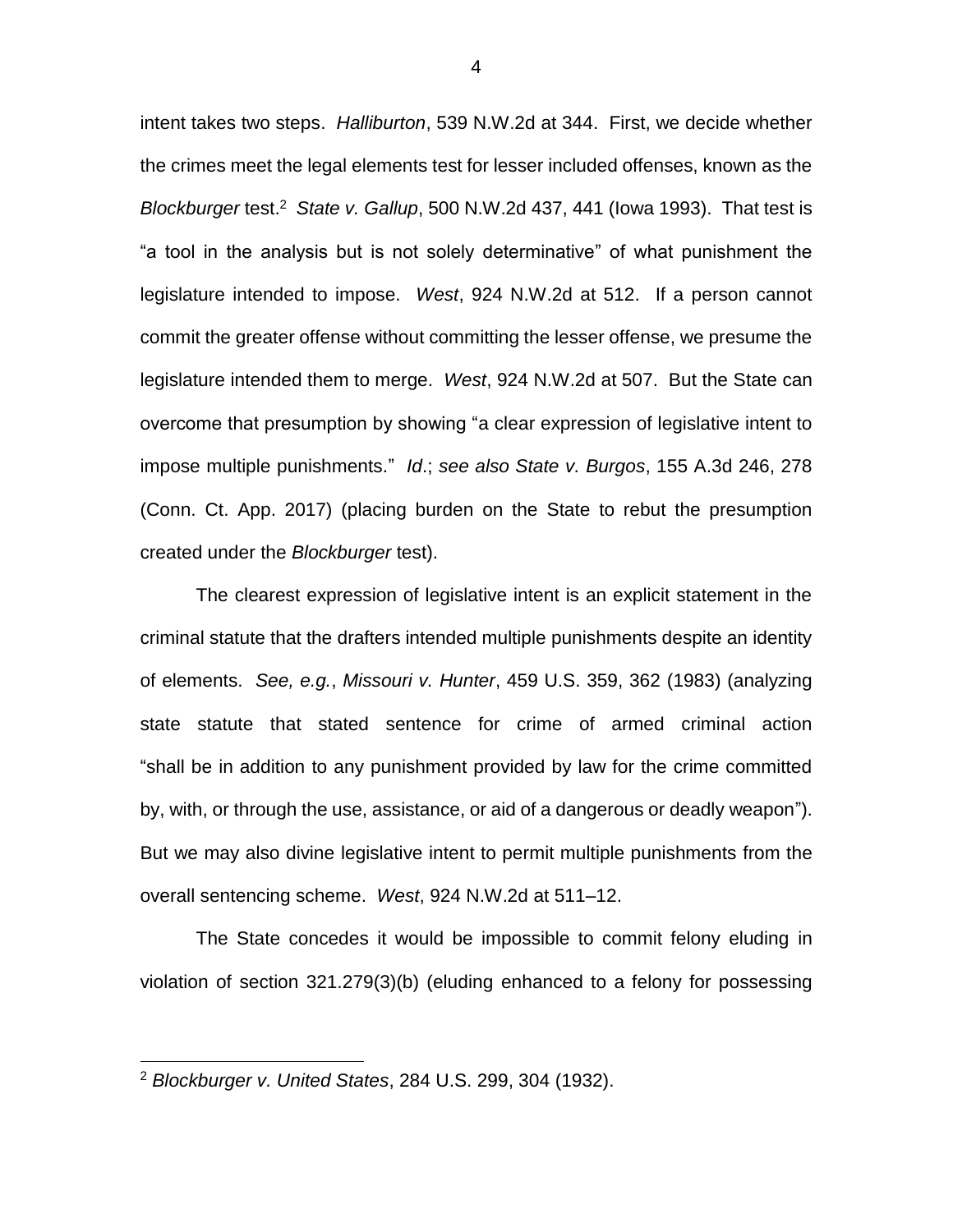intent takes two steps. *Halliburton*, 539 N.W.2d at 344. First, we decide whether the crimes meet the legal elements test for lesser included offenses, known as the *Blockburger* test.[2] *State v. Gallup*, 500 N.W.2d 437, 441 (Iowa 1993). That test is "a tool in the analysis but is not solely determinative" of what punishment the legislature intended to impose. *West*, 924 N.W.2d at 512. If a person cannot commit the greater offense without committing the lesser offense, we presume the legislature intended them to merge. *West*, 924 N.W.2d at 507. But the State can overcome that presumption by showing "a clear expression of legislative intent to impose multiple punishments." *Id*.; *see also State v. Burgos*, 155 A.3d 246, 278 (Conn. Ct. App. 2017) (placing burden on the State to rebut the presumption created under the *Blockburger* test).

The clearest expression of legislative intent is an explicit statement in the criminal statute that the drafters intended multiple punishments despite an identity of elements. *See, e.g.*, *Missouri v. Hunter*, 459 U.S. 359, 362 (1983) (analyzing state statute that stated sentence for crime of armed criminal action "shall be in addition to any punishment provided by law for the crime committed by, with, or through the use, assistance, or aid of a dangerous or deadly weapon"). But we may also divine legislative intent to permit multiple punishments from the overall sentencing scheme. *West*, 924 N.W.2d at 511–12.

The State concedes it would be impossible to commit felony eluding in violation of section 321.279(3)(b) (eluding enhanced to a felony for possessing

---

[2] *Blockburger v. United States*, 284 U.S. 299, 304 (1932).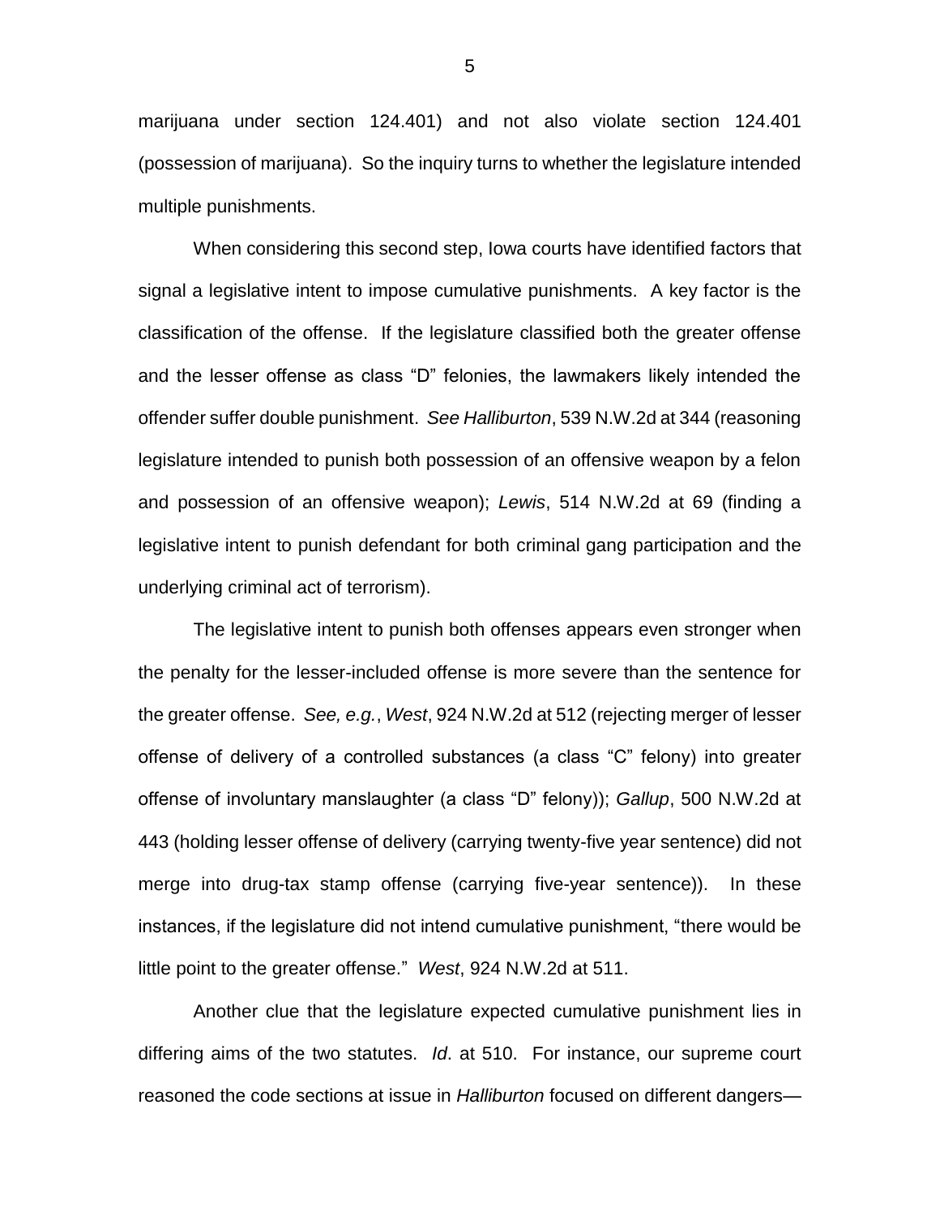marijuana under section 124.401) and not also violate section 124.401 (possession of marijuana). So the inquiry turns to whether the legislature intended multiple punishments.

When considering this second step, Iowa courts have identified factors that signal a legislative intent to impose cumulative punishments. A key factor is the classification of the offense. If the legislature classified both the greater offense and the lesser offense as class "D" felonies, the lawmakers likely intended the offender suffer double punishment. *See Halliburton*, 539 N.W.2d at 344 (reasoning legislature intended to punish both possession of an offensive weapon by a felon and possession of an offensive weapon); *Lewis*, 514 N.W.2d at 69 (finding a legislative intent to punish defendant for both criminal gang participation and the underlying criminal act of terrorism).

The legislative intent to punish both offenses appears even stronger when the penalty for the lesser-included offense is more severe than the sentence for the greater offense. *See, e.g.*, *West*, 924 N.W.2d at 512 (rejecting merger of lesser offense of delivery of a controlled substances (a class "C" felony) into greater offense of involuntary manslaughter (a class "D" felony)); *Gallup*, 500 N.W.2d at 443 (holding lesser offense of delivery (carrying twenty-five year sentence) did not merge into drug-tax stamp offense (carrying five-year sentence)). In these instances, if the legislature did not intend cumulative punishment, "there would be little point to the greater offense." *West*, 924 N.W.2d at 511.

Another clue that the legislature expected cumulative punishment lies in differing aims of the two statutes. *Id*. at 510. For instance, our supreme court reasoned the code sections at issue in *Halliburton* focused on different dangers—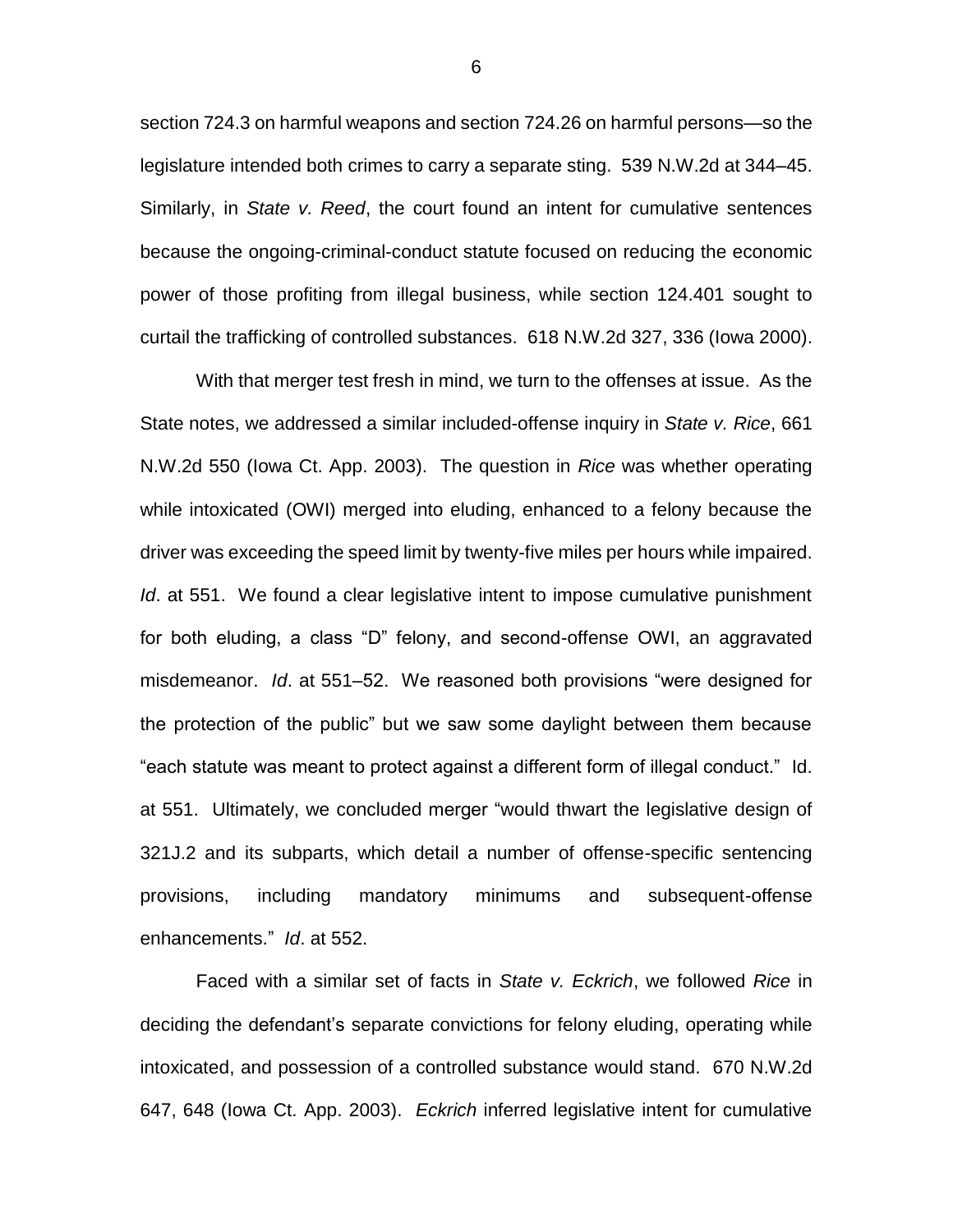section 724.3 on harmful weapons and section 724.26 on harmful persons—so the legislature intended both crimes to carry a separate sting. 539 N.W.2d at 344–45. Similarly, in *State v. Reed*, the court found an intent for cumulative sentences because the ongoing-criminal-conduct statute focused on reducing the economic power of those profiting from illegal business, while section 124.401 sought to curtail the trafficking of controlled substances. 618 N.W.2d 327, 336 (Iowa 2000).

With that merger test fresh in mind, we turn to the offenses at issue. As the State notes, we addressed a similar included-offense inquiry in *State v. Rice*, 661 N.W.2d 550 (Iowa Ct. App. 2003). The question in *Rice* was whether operating while intoxicated (OWI) merged into eluding, enhanced to a felony because the driver was exceeding the speed limit by twenty-five miles per hours while impaired. *Id*. at 551. We found a clear legislative intent to impose cumulative punishment for both eluding, a class "D" felony, and second-offense OWI, an aggravated misdemeanor. *Id*. at 551–52. We reasoned both provisions "were designed for the protection of the public" but we saw some daylight between them because "each statute was meant to protect against a different form of illegal conduct." Id. at 551. Ultimately, we concluded merger "would thwart the legislative design of 321J.2 and its subparts, which detail a number of offense-specific sentencing provisions, including mandatory minimums and subsequent-offense enhancements." *Id*. at 552.

Faced with a similar set of facts in *State v. Eckrich*, we followed *Rice* in deciding the defendant's separate convictions for felony eluding, operating while intoxicated, and possession of a controlled substance would stand. 670 N.W.2d 647, 648 (Iowa Ct. App. 2003). *Eckrich* inferred legislative intent for cumulative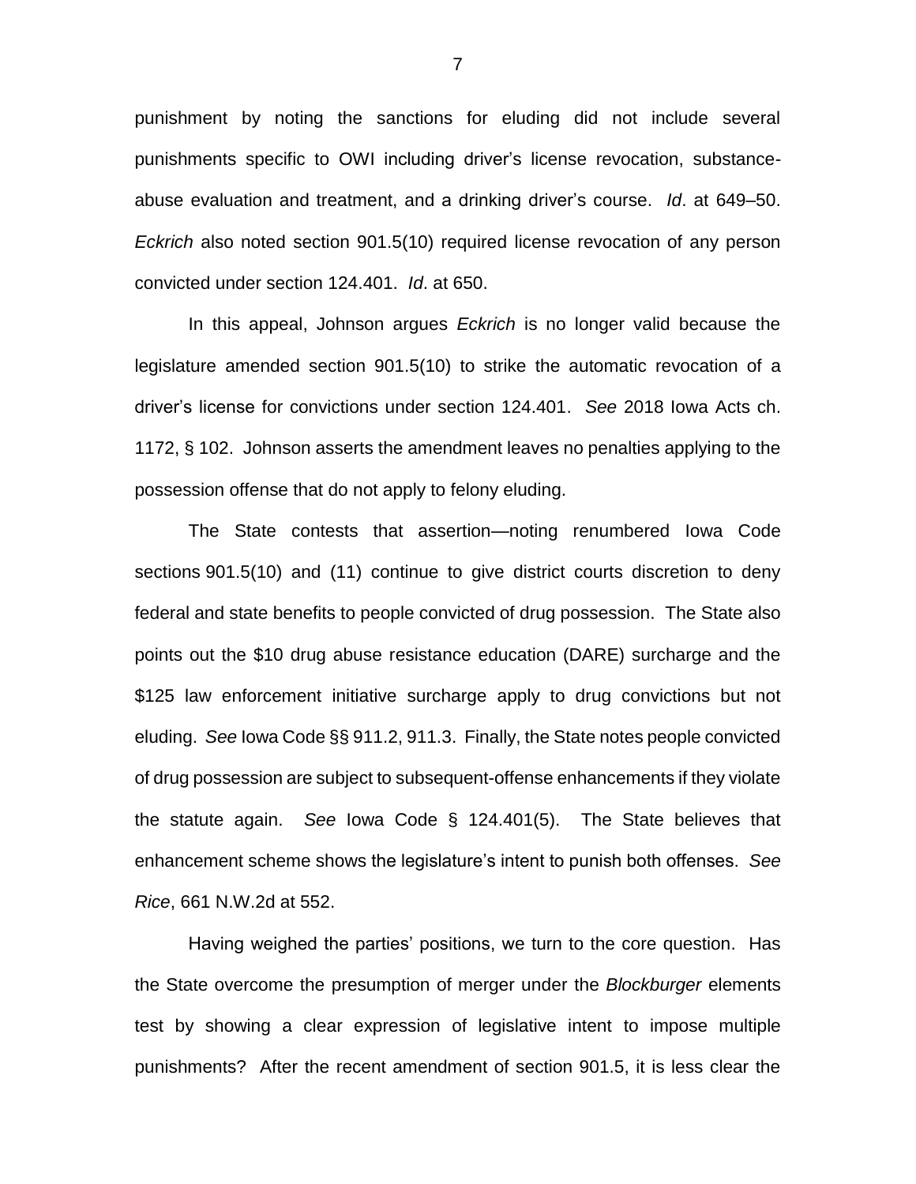punishment by noting the sanctions for eluding did not include several punishments specific to OWI including driver's license revocation, substance-abuse evaluation and treatment, and a drinking driver's course. *Id*. at 649–50. *Eckrich* also noted section 901.5(10) required license revocation of any person convicted under section 124.401. *Id*. at 650.

In this appeal, Johnson argues *Eckrich* is no longer valid because the legislature amended section 901.5(10) to strike the automatic revocation of a driver's license for convictions under section 124.401. *See* 2018 Iowa Acts ch. 1172, § 102. Johnson asserts the amendment leaves no penalties applying to the possession offense that do not apply to felony eluding.

The State contests that assertion—noting renumbered Iowa Code sections 901.5(10) and (11) continue to give district courts discretion to deny federal and state benefits to people convicted of drug possession. The State also points out the $10 drug abuse resistance education (DARE) surcharge and the $125 law enforcement initiative surcharge apply to drug convictions but not eluding. *See* Iowa Code §§ 911.2, 911.3. Finally, the State notes people convicted of drug possession are subject to subsequent-offense enhancements if they violate the statute again. *See* Iowa Code § 124.401(5). The State believes that enhancement scheme shows the legislature's intent to punish both offenses. *See Rice*, 661 N.W.2d at 552.

Having weighed the parties' positions, we turn to the core question. Has the State overcome the presumption of merger under the *Blockburger* elements test by showing a clear expression of legislative intent to impose multiple punishments? After the recent amendment of section 901.5, it is less clear the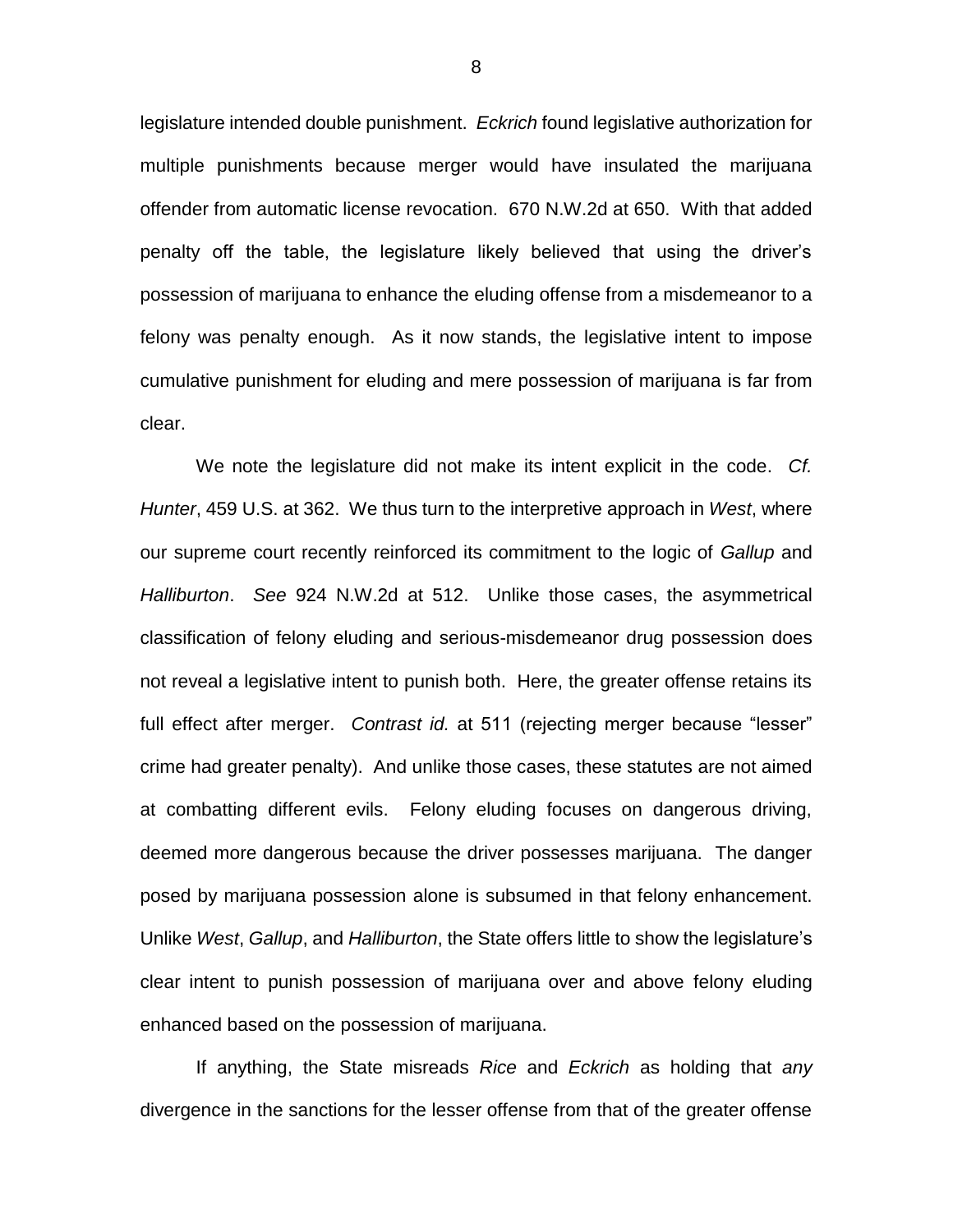legislature intended double punishment. *Eckrich* found legislative authorization for multiple punishments because merger would have insulated the marijuana offender from automatic license revocation. 670 N.W.2d at 650. With that added penalty off the table, the legislature likely believed that using the driver's possession of marijuana to enhance the eluding offense from a misdemeanor to a felony was penalty enough. As it now stands, the legislative intent to impose cumulative punishment for eluding and mere possession of marijuana is far from clear.

We note the legislature did not make its intent explicit in the code. *Cf. Hunter*, 459 U.S. at 362. We thus turn to the interpretive approach in *West*, where our supreme court recently reinforced its commitment to the logic of *Gallup* and *Halliburton*. *See* 924 N.W.2d at 512. Unlike those cases, the asymmetrical classification of felony eluding and serious-misdemeanor drug possession does not reveal a legislative intent to punish both. Here, the greater offense retains its full effect after merger. *Contrast id.* at 511 (rejecting merger because "lesser" crime had greater penalty). And unlike those cases, these statutes are not aimed at combatting different evils. Felony eluding focuses on dangerous driving, deemed more dangerous because the driver possesses marijuana. The danger posed by marijuana possession alone is subsumed in that felony enhancement. Unlike *West*, *Gallup*, and *Halliburton*, the State offers little to show the legislature's clear intent to punish possession of marijuana over and above felony eluding enhanced based on the possession of marijuana.

If anything, the State misreads *Rice* and *Eckrich* as holding that *any* divergence in the sanctions for the lesser offense from that of the greater offense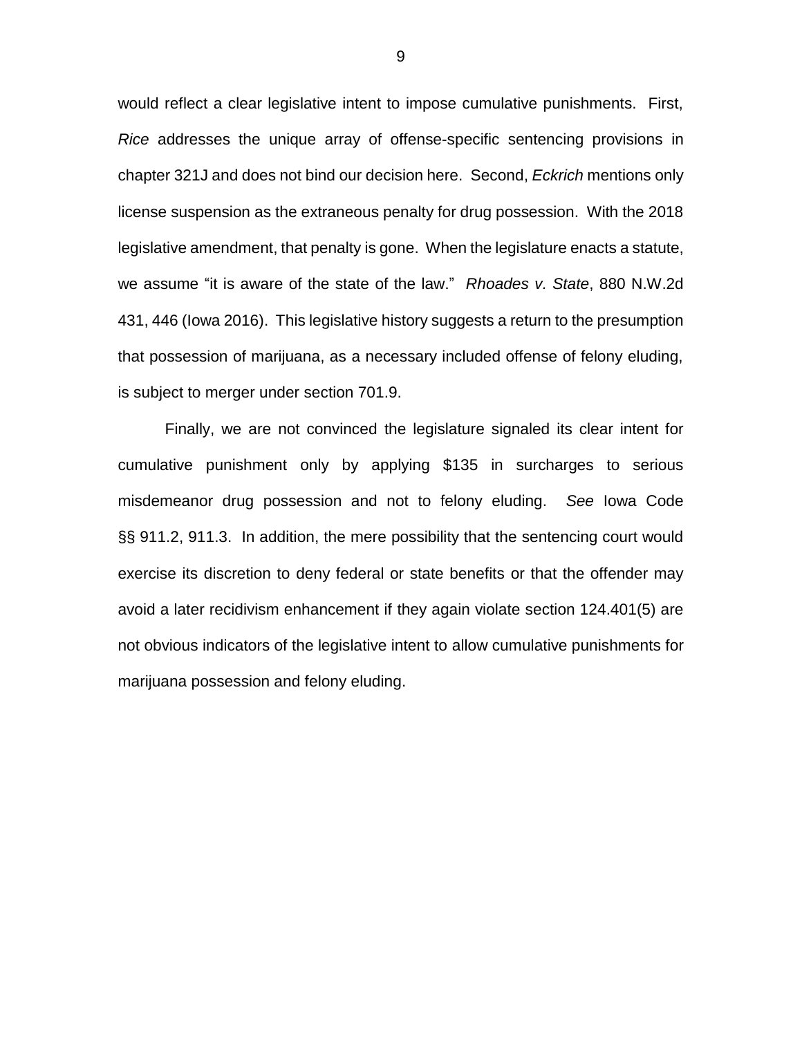would reflect a clear legislative intent to impose cumulative punishments. First, *Rice* addresses the unique array of offense-specific sentencing provisions in chapter 321J and does not bind our decision here. Second, *Eckrich* mentions only license suspension as the extraneous penalty for drug possession. With the 2018 legislative amendment, that penalty is gone. When the legislature enacts a statute, we assume "it is aware of the state of the law." *Rhoades v. State*, 880 N.W.2d 431, 446 (Iowa 2016). This legislative history suggests a return to the presumption that possession of marijuana, as a necessary included offense of felony eluding, is subject to merger under section 701.9.

Finally, we are not convinced the legislature signaled its clear intent for cumulative punishment only by applying $135 in surcharges to serious misdemeanor drug possession and not to felony eluding. *See* Iowa Code §§ 911.2, 911.3. In addition, the mere possibility that the sentencing court would exercise its discretion to deny federal or state benefits or that the offender may avoid a later recidivism enhancement if they again violate section 124.401(5) are not obvious indicators of the legislative intent to allow cumulative punishments for marijuana possession and felony eluding.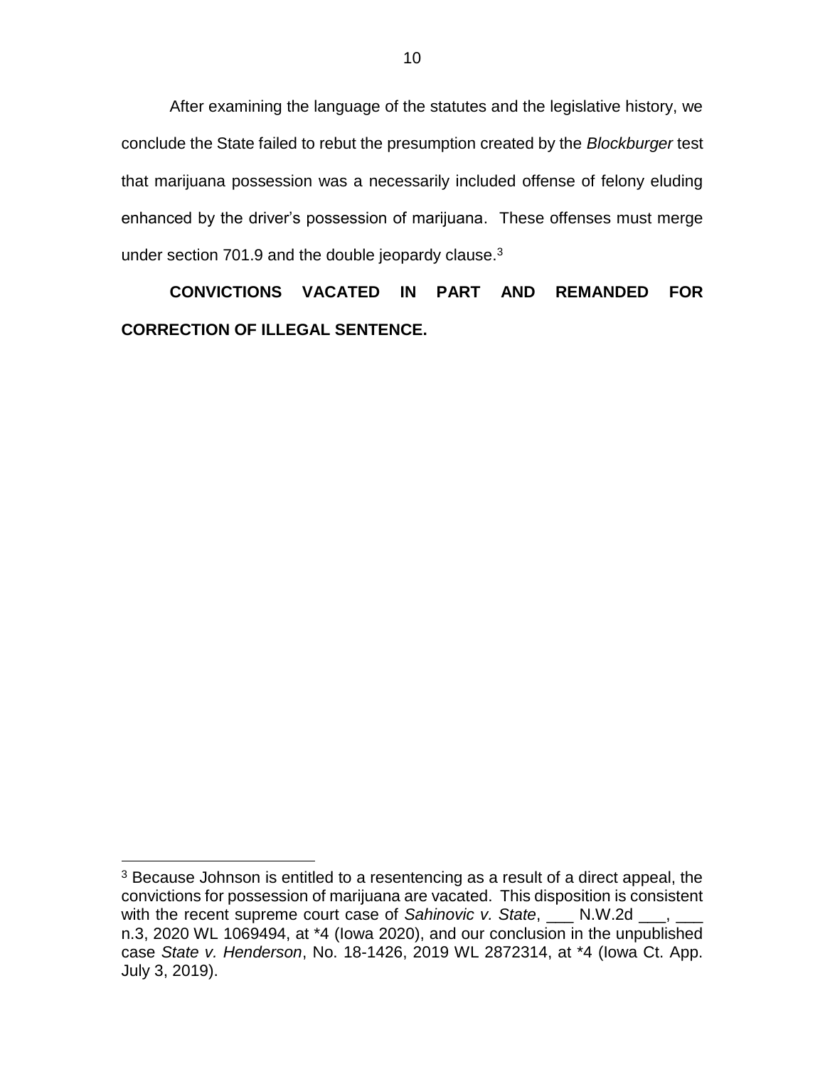After examining the language of the statutes and the legislative history, we conclude the State failed to rebut the presumption created by the *Blockburger* test that marijuana possession was a necessarily included offense of felony eluding enhanced by the driver's possession of marijuana. These offenses must merge under section 701.9 and the double jeopardy clause.[3]

**CONVICTIONS VACATED IN PART AND REMANDED FOR CORRECTION OF ILLEGAL SENTENCE.**

---

[3] Because Johnson is entitled to a resentencing as a result of a direct appeal, the convictions for possession of marijuana are vacated. This disposition is consistent with the recent supreme court case of *Sahinovic v. State*, ___ N.W.2d ___, ___ n.3, 2020 WL 1069494, at *4 (Iowa 2020), and our conclusion in the unpublished case *State v. Henderson*, No. 18-1426, 2019 WL 2872314, at *4 (Iowa Ct. App. July 3, 2019).